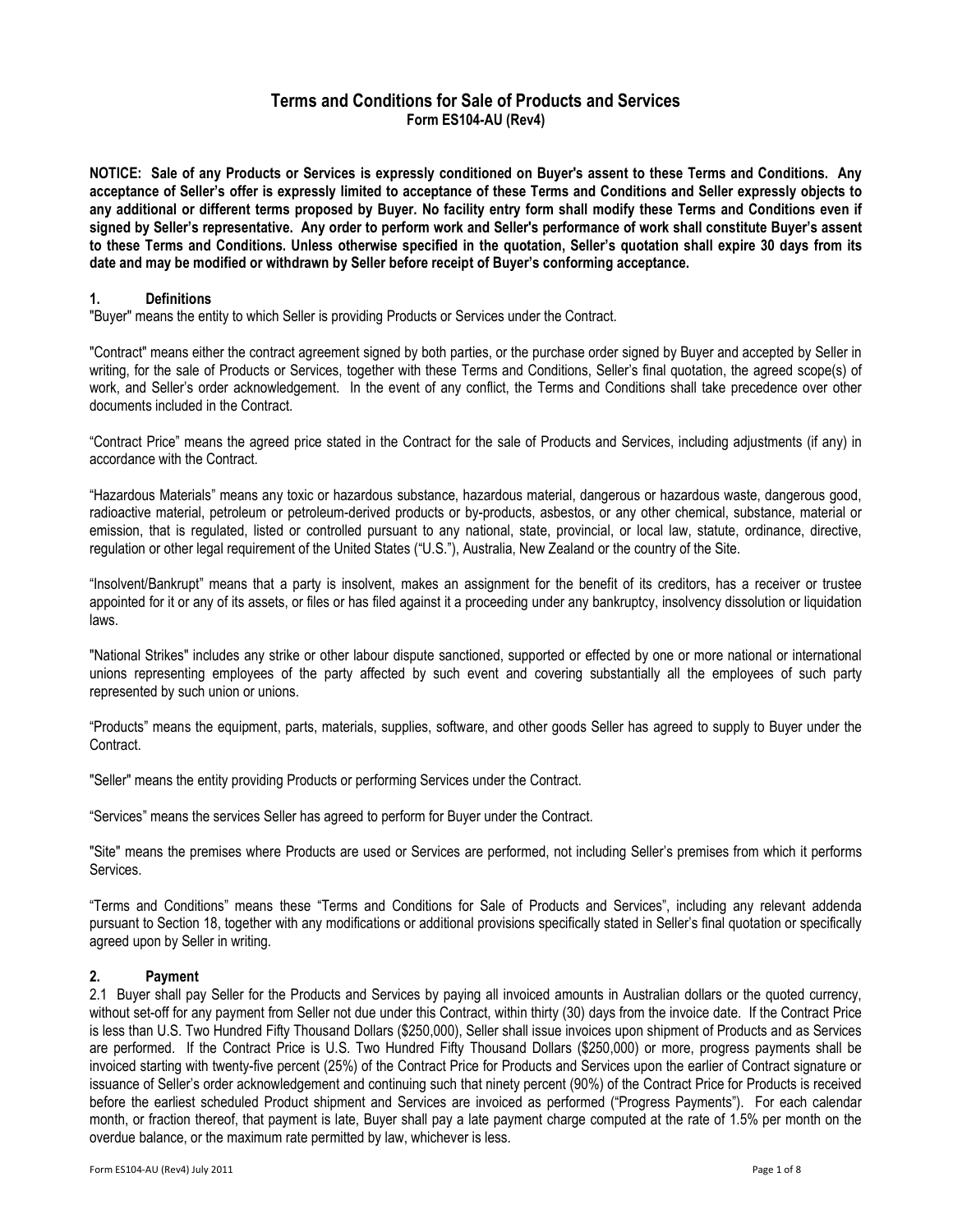# Terms and Conditions for Sale of Products and Services

**Form ES104-AU (Rev4)**

**NOTICE: Sale of any Products or Services is expressly conditioned on Buyer's assent to these Terms and Conditions. Any acceptance of Seller's offer is expressly limited to acceptance of these Terms and Conditions and Seller expressly objects to any additional or different terms proposed by Buyer. No facility entry form shall modify these Terms and Conditions even if signed by Seller's representative. Any order to perform work and Seller's performance of work shall constitute Buyer's assent to these Terms and Conditions. Unless otherwise specified in the quotation, Seller's quotation shall expire 30 days from its date and may be modified or withdrawn by Seller before receipt of Buyer's conforming acceptance.**

## 1. Definitions

"Buyer" means the entity to which Seller is providing Products or Services under the Contract.

"Contract" means either the contract agreement signed by both parties, or the purchase order signed by Buyer and accepted by Seller in writing, for the sale of Products or Services, together with these Terms and Conditions, Seller's final quotation, the agreed scope(s) of work, and Seller's order acknowledgement. In the event of any conflict, the Terms and Conditions shall take precedence over other documents included in the Contract.

"Contract Price" means the agreed price stated in the Contract for the sale of Products and Services, including adjustments (if any) in accordance with the Contract.

"Hazardous Materials" means any toxic or hazardous substance, hazardous material, dangerous or hazardous waste, dangerous good, radioactive material, petroleum or petroleum-derived products or by-products, asbestos, or any other chemical, substance, material or emission, that is regulated, listed or controlled pursuant to any national, state, provincial, or local law, statute, ordinance, directive, regulation or other legal requirement of the United States ("U.S."), Australia, New Zealand or the country of the Site.

"Insolvent/Bankrupt" means that a party is insolvent, makes an assignment for the benefit of its creditors, has a receiver or trustee appointed for it or any of its assets, or files or has filed against it a proceeding under any bankruptcy, insolvency dissolution or liquidation laws.

"National Strikes" includes any strike or other labour dispute sanctioned, supported or effected by one or more national or international unions representing employees of the party affected by such event and covering substantially all the employees of such party represented by such union or unions.

"Products" means the equipment, parts, materials, supplies, software, and other goods Seller has agreed to supply to Buyer under the Contract.

"Seller" means the entity providing Products or performing Services under the Contract.

"Services" means the services Seller has agreed to perform for Buyer under the Contract.

"Site" means the premises where Products are used or Services are performed, not including Seller's premises from which it performs Services.

"Terms and Conditions" means these "Terms and Conditions for Sale of Products and Services", including any relevant addenda pursuant to Section 18, together with any modifications or additional provisions specifically stated in Seller's final quotation or specifically agreed upon by Seller in writing.

## 2. Payment

2.1 Buyer shall pay Seller for the Products and Services by paying all invoiced amounts in Australian dollars or the quoted currency, without set-off for any payment from Seller not due under this Contract, within thirty (30) days from the invoice date. If the Contract Price is less than U.S. Two Hundred Fifty Thousand Dollars ($250,000), Seller shall issue invoices upon shipment of Products and as Services are performed. If the Contract Price is U.S. Two Hundred Fifty Thousand Dollars ($250,000) or more, progress payments shall be invoiced starting with twenty-five percent (25%) of the Contract Price for Products and Services upon the earlier of Contract signature or issuance of Seller's order acknowledgement and continuing such that ninety percent (90%) of the Contract Price for Products is received before the earliest scheduled Product shipment and Services are invoiced as performed ("Progress Payments"). For each calendar month, or fraction thereof, that payment is late, Buyer shall pay a late payment charge computed at the rate of 1.5% per month on the overdue balance, or the maximum rate permitted by law, whichever is less.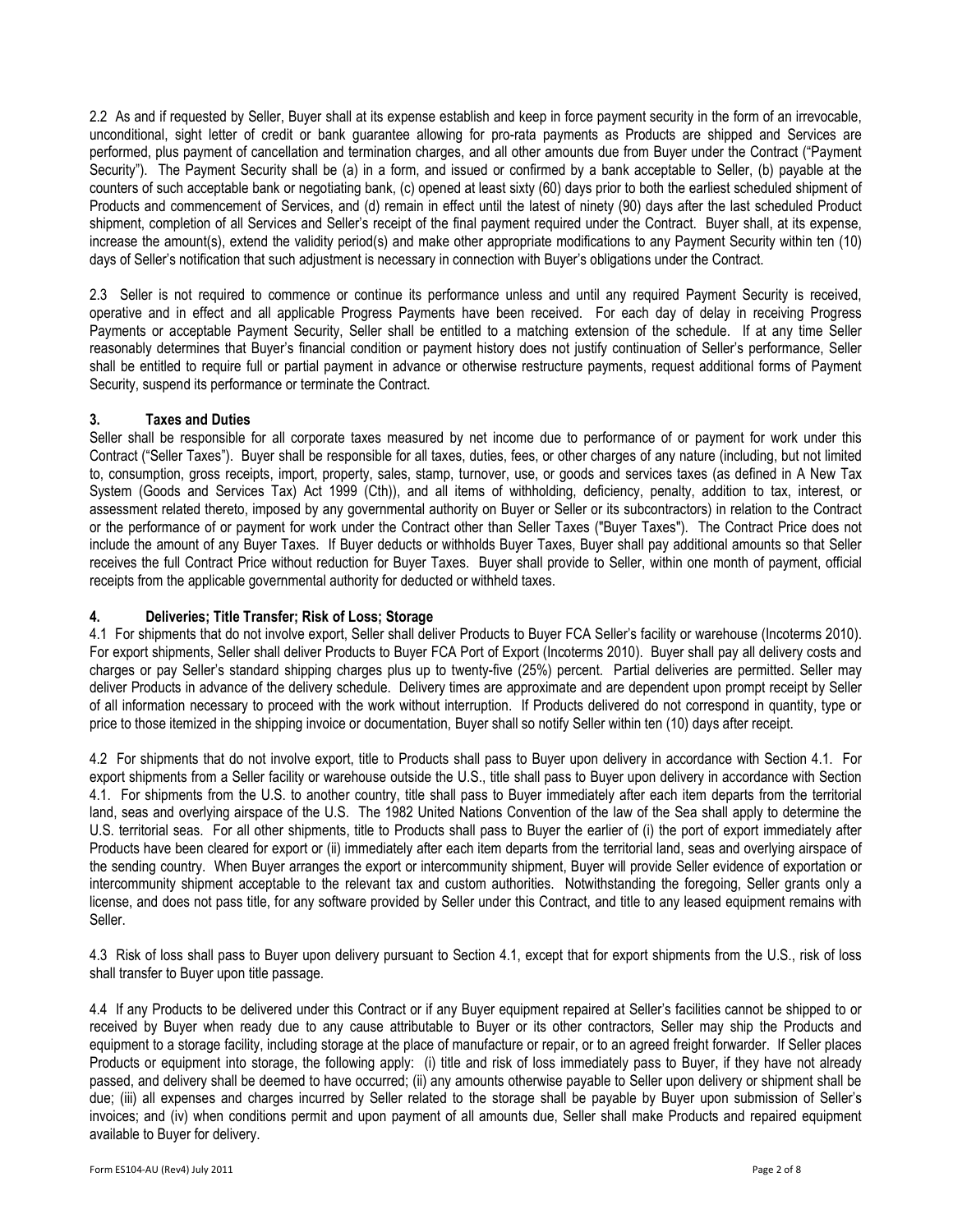2.2 As and if requested by Seller, Buyer shall at its expense establish and keep in force payment security in the form of an irrevocable, unconditional, sight letter of credit or bank guarantee allowing for pro-rata payments as Products are shipped and Services are performed, plus payment of cancellation and termination charges, and all other amounts due from Buyer under the Contract ("Payment Security"). The Payment Security shall be (a) in a form, and issued or confirmed by a bank acceptable to Seller, (b) payable at the counters of such acceptable bank or negotiating bank, (c) opened at least sixty (60) days prior to both the earliest scheduled shipment of Products and commencement of Services, and (d) remain in effect until the latest of ninety (90) days after the last scheduled Product shipment, completion of all Services and Seller's receipt of the final payment required under the Contract. Buyer shall, at its expense, increase the amount(s), extend the validity period(s) and make other appropriate modifications to any Payment Security within ten (10) days of Seller's notification that such adjustment is necessary in connection with Buyer's obligations under the Contract.

2.3 Seller is not required to commence or continue its performance unless and until any required Payment Security is received, operative and in effect and all applicable Progress Payments have been received. For each day of delay in receiving Progress Payments or acceptable Payment Security, Seller shall be entitled to a matching extension of the schedule. If at any time Seller reasonably determines that Buyer's financial condition or payment history does not justify continuation of Seller's performance, Seller shall be entitled to require full or partial payment in advance or otherwise restructure payments, request additional forms of Payment Security, suspend its performance or terminate the Contract.

## 3. Taxes and Duties

Seller shall be responsible for all corporate taxes measured by net income due to performance of or payment for work under this Contract ("Seller Taxes"). Buyer shall be responsible for all taxes, duties, fees, or other charges of any nature (including, but not limited to, consumption, gross receipts, import, property, sales, stamp, turnover, use, or goods and services taxes (as defined in A New Tax System (Goods and Services Tax) Act 1999 (Cth)), and all items of withholding, deficiency, penalty, addition to tax, interest, or assessment related thereto, imposed by any governmental authority on Buyer or Seller or its subcontractors) in relation to the Contract or the performance of or payment for work under the Contract other than Seller Taxes ("Buyer Taxes"). The Contract Price does not include the amount of any Buyer Taxes. If Buyer deducts or withholds Buyer Taxes, Buyer shall pay additional amounts so that Seller receives the full Contract Price without reduction for Buyer Taxes. Buyer shall provide to Seller, within one month of payment, official receipts from the applicable governmental authority for deducted or withheld taxes.

## 4. Deliveries; Title Transfer; Risk of Loss; Storage

4.1 For shipments that do not involve export, Seller shall deliver Products to Buyer FCA Seller's facility or warehouse (Incoterms 2010). For export shipments, Seller shall deliver Products to Buyer FCA Port of Export (Incoterms 2010). Buyer shall pay all delivery costs and charges or pay Seller's standard shipping charges plus up to twenty-five (25%) percent. Partial deliveries are permitted. Seller may deliver Products in advance of the delivery schedule. Delivery times are approximate and are dependent upon prompt receipt by Seller of all information necessary to proceed with the work without interruption. If Products delivered do not correspond in quantity, type or price to those itemized in the shipping invoice or documentation, Buyer shall so notify Seller within ten (10) days after receipt.

4.2 For shipments that do not involve export, title to Products shall pass to Buyer upon delivery in accordance with Section 4.1. For export shipments from a Seller facility or warehouse outside the U.S., title shall pass to Buyer upon delivery in accordance with Section 4.1. For shipments from the U.S. to another country, title shall pass to Buyer immediately after each item departs from the territorial land, seas and overlying airspace of the U.S. The 1982 United Nations Convention of the law of the Sea shall apply to determine the U.S. territorial seas. For all other shipments, title to Products shall pass to Buyer the earlier of (i) the port of export immediately after Products have been cleared for export or (ii) immediately after each item departs from the territorial land, seas and overlying airspace of the sending country. When Buyer arranges the export or intercommunity shipment, Buyer will provide Seller evidence of exportation or intercommunity shipment acceptable to the relevant tax and custom authorities. Notwithstanding the foregoing, Seller grants only a license, and does not pass title, for any software provided by Seller under this Contract, and title to any leased equipment remains with Seller.

4.3 Risk of loss shall pass to Buyer upon delivery pursuant to Section 4.1, except that for export shipments from the U.S., risk of loss shall transfer to Buyer upon title passage.

4.4 If any Products to be delivered under this Contract or if any Buyer equipment repaired at Seller's facilities cannot be shipped to or received by Buyer when ready due to any cause attributable to Buyer or its other contractors, Seller may ship the Products and equipment to a storage facility, including storage at the place of manufacture or repair, or to an agreed freight forwarder. If Seller places Products or equipment into storage, the following apply: (i) title and risk of loss immediately pass to Buyer, if they have not already passed, and delivery shall be deemed to have occurred; (ii) any amounts otherwise payable to Seller upon delivery or shipment shall be due; (iii) all expenses and charges incurred by Seller related to the storage shall be payable by Buyer upon submission of Seller's invoices; and (iv) when conditions permit and upon payment of all amounts due, Seller shall make Products and repaired equipment available to Buyer for delivery.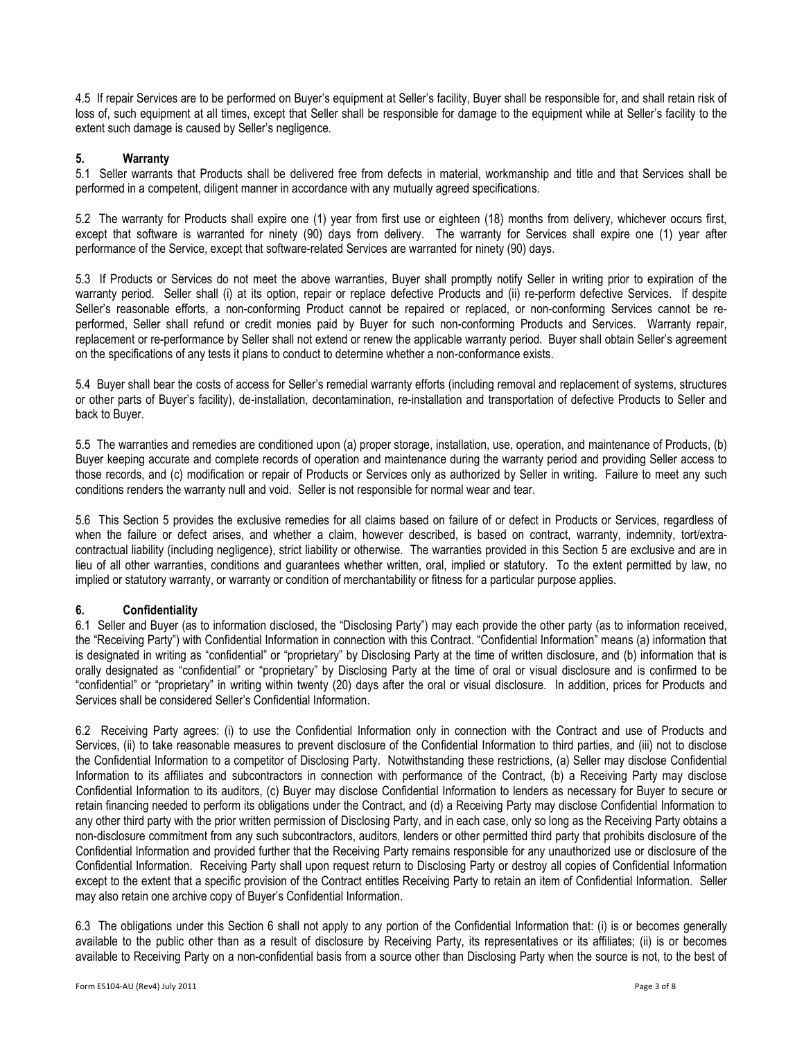4.5 If repair Services are to be performed on Buyer's equipment at Seller's facility, Buyer shall be responsible for, and shall retain risk of loss of, such equipment at all times, except that Seller shall be responsible for damage to the equipment while at Seller's facility to the extent such damage is caused by Seller's negligence.

## 5. Warranty

5.1 Seller warrants that Products shall be delivered free from defects in material, workmanship and title and that Services shall be performed in a competent, diligent manner in accordance with any mutually agreed specifications.

5.2 The warranty for Products shall expire one (1) year from first use or eighteen (18) months from delivery, whichever occurs first, except that software is warranted for ninety (90) days from delivery. The warranty for Services shall expire one (1) year after performance of the Service, except that software-related Services are warranted for ninety (90) days.

5.3 If Products or Services do not meet the above warranties, Buyer shall promptly notify Seller in writing prior to expiration of the warranty period. Seller shall (i) at its option, repair or replace defective Products and (ii) re-perform defective Services. If despite Seller's reasonable efforts, a non-conforming Product cannot be repaired or replaced, or non-conforming Services cannot be re-performed, Seller shall refund or credit monies paid by Buyer for such non-conforming Products and Services. Warranty repair, replacement or re-performance by Seller shall not extend or renew the applicable warranty period. Buyer shall obtain Seller's agreement on the specifications of any tests it plans to conduct to determine whether a non-conformance exists.

5.4 Buyer shall bear the costs of access for Seller's remedial warranty efforts (including removal and replacement of systems, structures or other parts of Buyer's facility), de-installation, decontamination, re-installation and transportation of defective Products to Seller and back to Buyer.

5.5 The warranties and remedies are conditioned upon (a) proper storage, installation, use, operation, and maintenance of Products, (b) Buyer keeping accurate and complete records of operation and maintenance during the warranty period and providing Seller access to those records, and (c) modification or repair of Products or Services only as authorized by Seller in writing. Failure to meet any such conditions renders the warranty null and void. Seller is not responsible for normal wear and tear.

5.6 This Section 5 provides the exclusive remedies for all claims based on failure of or defect in Products or Services, regardless of when the failure or defect arises, and whether a claim, however described, is based on contract, warranty, indemnity, tort/extra-contractual liability (including negligence), strict liability or otherwise. The warranties provided in this Section 5 are exclusive and are in lieu of all other warranties, conditions and guarantees whether written, oral, implied or statutory. To the extent permitted by law, no implied or statutory warranty, or warranty or condition of merchantability or fitness for a particular purpose applies.

## 6. Confidentiality

6.1 Seller and Buyer (as to information disclosed, the "Disclosing Party") may each provide the other party (as to information received, the "Receiving Party") with Confidential Information in connection with this Contract. "Confidential Information" means (a) information that is designated in writing as "confidential" or "proprietary" by Disclosing Party at the time of written disclosure, and (b) information that is orally designated as "confidential" or "proprietary" by Disclosing Party at the time of oral or visual disclosure and is confirmed to be "confidential" or "proprietary" in writing within twenty (20) days after the oral or visual disclosure. In addition, prices for Products and Services shall be considered Seller's Confidential Information.

6.2 Receiving Party agrees: (i) to use the Confidential Information only in connection with the Contract and use of Products and Services, (ii) to take reasonable measures to prevent disclosure of the Confidential Information to third parties, and (iii) not to disclose the Confidential Information to a competitor of Disclosing Party. Notwithstanding these restrictions, (a) Seller may disclose Confidential Information to its affiliates and subcontractors in connection with performance of the Contract, (b) a Receiving Party may disclose Confidential Information to its auditors, (c) Buyer may disclose Confidential Information to lenders as necessary for Buyer to secure or retain financing needed to perform its obligations under the Contract, and (d) a Receiving Party may disclose Confidential Information to any other third party with the prior written permission of Disclosing Party, and in each case, only so long as the Receiving Party obtains a non-disclosure commitment from any such subcontractors, auditors, lenders or other permitted third party that prohibits disclosure of the Confidential Information and provided further that the Receiving Party remains responsible for any unauthorized use or disclosure of the Confidential Information. Receiving Party shall upon request return to Disclosing Party or destroy all copies of Confidential Information except to the extent that a specific provision of the Contract entitles Receiving Party to retain an item of Confidential Information. Seller may also retain one archive copy of Buyer's Confidential Information.

6.3 The obligations under this Section 6 shall not apply to any portion of the Confidential Information that: (i) is or becomes generally available to the public other than as a result of disclosure by Receiving Party, its representatives or its affiliates; (ii) is or becomes available to Receiving Party on a non-confidential basis from a source other than Disclosing Party when the source is not, to the best of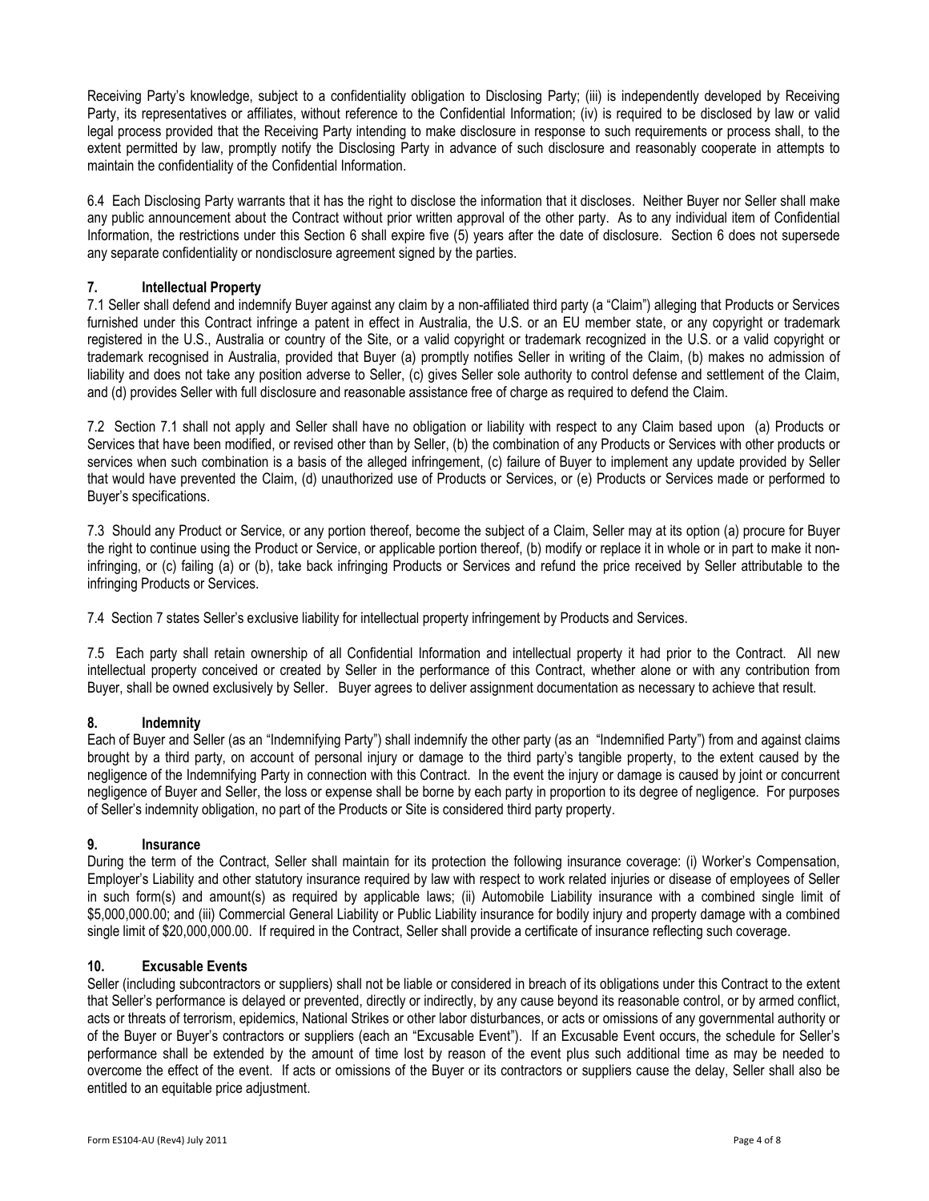Receiving Party's knowledge, subject to a confidentiality obligation to Disclosing Party; (iii) is independently developed by Receiving Party, its representatives or affiliates, without reference to the Confidential Information; (iv) is required to be disclosed by law or valid legal process provided that the Receiving Party intending to make disclosure in response to such requirements or process shall, to the extent permitted by law, promptly notify the Disclosing Party in advance of such disclosure and reasonably cooperate in attempts to maintain the confidentiality of the Confidential Information.

6.4 Each Disclosing Party warrants that it has the right to disclose the information that it discloses. Neither Buyer nor Seller shall make any public announcement about the Contract without prior written approval of the other party. As to any individual item of Confidential Information, the restrictions under this Section 6 shall expire five (5) years after the date of disclosure. Section 6 does not supersede any separate confidentiality or nondisclosure agreement signed by the parties.

## 7. Intellectual Property

7.1 Seller shall defend and indemnify Buyer against any claim by a non-affiliated third party (a "Claim") alleging that Products or Services furnished under this Contract infringe a patent in effect in Australia, the U.S. or an EU member state, or any copyright or trademark registered in the U.S., Australia or country of the Site, or a valid copyright or trademark recognized in the U.S. or a valid copyright or trademark recognised in Australia, provided that Buyer (a) promptly notifies Seller in writing of the Claim, (b) makes no admission of liability and does not take any position adverse to Seller, (c) gives Seller sole authority to control defense and settlement of the Claim, and (d) provides Seller with full disclosure and reasonable assistance free of charge as required to defend the Claim.

7.2 Section 7.1 shall not apply and Seller shall have no obligation or liability with respect to any Claim based upon (a) Products or Services that have been modified, or revised other than by Seller, (b) the combination of any Products or Services with other products or services when such combination is a basis of the alleged infringement, (c) failure of Buyer to implement any update provided by Seller that would have prevented the Claim, (d) unauthorized use of Products or Services, or (e) Products or Services made or performed to Buyer's specifications.

7.3 Should any Product or Service, or any portion thereof, become the subject of a Claim, Seller may at its option (a) procure for Buyer the right to continue using the Product or Service, or applicable portion thereof, (b) modify or replace it in whole or in part to make it non-infringing, or (c) failing (a) or (b), take back infringing Products or Services and refund the price received by Seller attributable to the infringing Products or Services.

7.4 Section 7 states Seller's exclusive liability for intellectual property infringement by Products and Services.

7.5 Each party shall retain ownership of all Confidential Information and intellectual property it had prior to the Contract. All new intellectual property conceived or created by Seller in the performance of this Contract, whether alone or with any contribution from Buyer, shall be owned exclusively by Seller. Buyer agrees to deliver assignment documentation as necessary to achieve that result.

## 8. Indemnity

Each of Buyer and Seller (as an "Indemnifying Party") shall indemnify the other party (as an "Indemnified Party") from and against claims brought by a third party, on account of personal injury or damage to the third party's tangible property, to the extent caused by the negligence of the Indemnifying Party in connection with this Contract. In the event the injury or damage is caused by joint or concurrent negligence of Buyer and Seller, the loss or expense shall be borne by each party in proportion to its degree of negligence. For purposes of Seller's indemnity obligation, no part of the Products or Site is considered third party property.

## 9. Insurance

During the term of the Contract, Seller shall maintain for its protection the following insurance coverage: (i) Worker's Compensation, Employer's Liability and other statutory insurance required by law with respect to work related injuries or disease of employees of Seller in such form(s) and amount(s) as required by applicable laws; (ii) Automobile Liability insurance with a combined single limit of $5,000,000.00; and (iii) Commercial General Liability or Public Liability insurance for bodily injury and property damage with a combined single limit of $20,000,000.00. If required in the Contract, Seller shall provide a certificate of insurance reflecting such coverage.

## 10. Excusable Events

Seller (including subcontractors or suppliers) shall not be liable or considered in breach of its obligations under this Contract to the extent that Seller's performance is delayed or prevented, directly or indirectly, by any cause beyond its reasonable control, or by armed conflict, acts or threats of terrorism, epidemics, National Strikes or other labor disturbances, or acts or omissions of any governmental authority or of the Buyer or Buyer's contractors or suppliers (each an "Excusable Event"). If an Excusable Event occurs, the schedule for Seller's performance shall be extended by the amount of time lost by reason of the event plus such additional time as may be needed to overcome the effect of the event. If acts or omissions of the Buyer or its contractors or suppliers cause the delay, Seller shall also be entitled to an equitable price adjustment.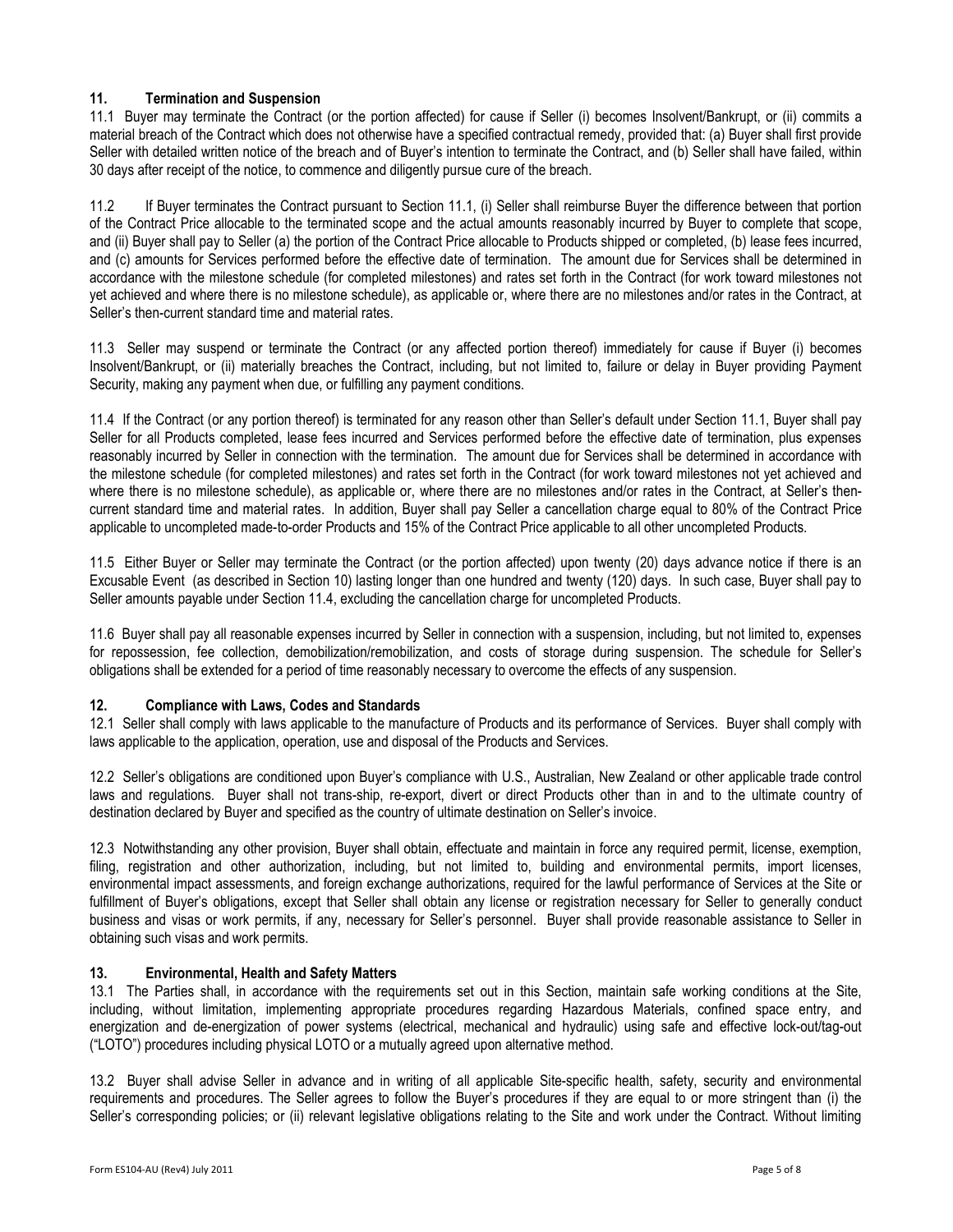## 11. Termination and Suspension

11.1 Buyer may terminate the Contract (or the portion affected) for cause if Seller (i) becomes Insolvent/Bankrupt, or (ii) commits a material breach of the Contract which does not otherwise have a specified contractual remedy, provided that: (a) Buyer shall first provide Seller with detailed written notice of the breach and of Buyer's intention to terminate the Contract, and (b) Seller shall have failed, within 30 days after receipt of the notice, to commence and diligently pursue cure of the breach.

11.2 If Buyer terminates the Contract pursuant to Section 11.1, (i) Seller shall reimburse Buyer the difference between that portion of the Contract Price allocable to the terminated scope and the actual amounts reasonably incurred by Buyer to complete that scope, and (ii) Buyer shall pay to Seller (a) the portion of the Contract Price allocable to Products shipped or completed, (b) lease fees incurred, and (c) amounts for Services performed before the effective date of termination. The amount due for Services shall be determined in accordance with the milestone schedule (for completed milestones) and rates set forth in the Contract (for work toward milestones not yet achieved and where there is no milestone schedule), as applicable or, where there are no milestones and/or rates in the Contract, at Seller's then-current standard time and material rates.

11.3 Seller may suspend or terminate the Contract (or any affected portion thereof) immediately for cause if Buyer (i) becomes Insolvent/Bankrupt, or (ii) materially breaches the Contract, including, but not limited to, failure or delay in Buyer providing Payment Security, making any payment when due, or fulfilling any payment conditions.

11.4 If the Contract (or any portion thereof) is terminated for any reason other than Seller's default under Section 11.1, Buyer shall pay Seller for all Products completed, lease fees incurred and Services performed before the effective date of termination, plus expenses reasonably incurred by Seller in connection with the termination. The amount due for Services shall be determined in accordance with the milestone schedule (for completed milestones) and rates set forth in the Contract (for work toward milestones not yet achieved and where there is no milestone schedule), as applicable or, where there are no milestones and/or rates in the Contract, at Seller's then-current standard time and material rates. In addition, Buyer shall pay Seller a cancellation charge equal to 80% of the Contract Price applicable to uncompleted made-to-order Products and 15% of the Contract Price applicable to all other uncompleted Products.

11.5 Either Buyer or Seller may terminate the Contract (or the portion affected) upon twenty (20) days advance notice if there is an Excusable Event (as described in Section 10) lasting longer than one hundred and twenty (120) days. In such case, Buyer shall pay to Seller amounts payable under Section 11.4, excluding the cancellation charge for uncompleted Products.

11.6 Buyer shall pay all reasonable expenses incurred by Seller in connection with a suspension, including, but not limited to, expenses for repossession, fee collection, demobilization/remobilization, and costs of storage during suspension. The schedule for Seller's obligations shall be extended for a period of time reasonably necessary to overcome the effects of any suspension.

## 12. Compliance with Laws, Codes and Standards

12.1 Seller shall comply with laws applicable to the manufacture of Products and its performance of Services. Buyer shall comply with laws applicable to the application, operation, use and disposal of the Products and Services.

12.2 Seller's obligations are conditioned upon Buyer's compliance with U.S., Australian, New Zealand or other applicable trade control laws and regulations. Buyer shall not trans-ship, re-export, divert or direct Products other than in and to the ultimate country of destination declared by Buyer and specified as the country of ultimate destination on Seller's invoice.

12.3 Notwithstanding any other provision, Buyer shall obtain, effectuate and maintain in force any required permit, license, exemption, filing, registration and other authorization, including, but not limited to, building and environmental permits, import licenses, environmental impact assessments, and foreign exchange authorizations, required for the lawful performance of Services at the Site or fulfillment of Buyer's obligations, except that Seller shall obtain any license or registration necessary for Seller to generally conduct business and visas or work permits, if any, necessary for Seller's personnel. Buyer shall provide reasonable assistance to Seller in obtaining such visas and work permits.

## 13. Environmental, Health and Safety Matters

13.1 The Parties shall, in accordance with the requirements set out in this Section, maintain safe working conditions at the Site, including, without limitation, implementing appropriate procedures regarding Hazardous Materials, confined space entry, and energization and de-energization of power systems (electrical, mechanical and hydraulic) using safe and effective lock-out/tag-out ("LOTO") procedures including physical LOTO or a mutually agreed upon alternative method.

13.2 Buyer shall advise Seller in advance and in writing of all applicable Site-specific health, safety, security and environmental requirements and procedures. The Seller agrees to follow the Buyer's procedures if they are equal to or more stringent than (i) the Seller's corresponding policies; or (ii) relevant legislative obligations relating to the Site and work under the Contract. Without limiting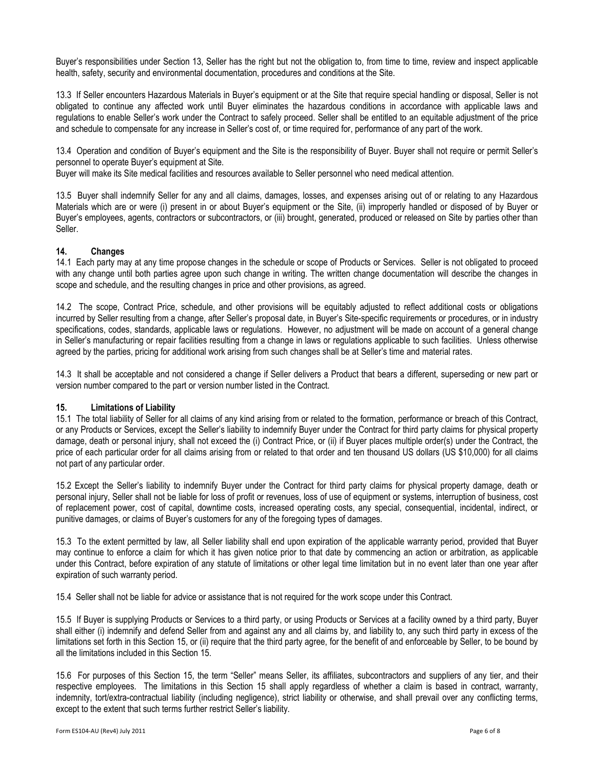Buyer's responsibilities under Section 13, Seller has the right but not the obligation to, from time to time, review and inspect applicable health, safety, security and environmental documentation, procedures and conditions at the Site.

13.3 If Seller encounters Hazardous Materials in Buyer's equipment or at the Site that require special handling or disposal, Seller is not obligated to continue any affected work until Buyer eliminates the hazardous conditions in accordance with applicable laws and regulations to enable Seller's work under the Contract to safely proceed. Seller shall be entitled to an equitable adjustment of the price and schedule to compensate for any increase in Seller's cost of, or time required for, performance of any part of the work.

13.4 Operation and condition of Buyer's equipment and the Site is the responsibility of Buyer. Buyer shall not require or permit Seller's personnel to operate Buyer's equipment at Site.
Buyer will make its Site medical facilities and resources available to Seller personnel who need medical attention.

13.5 Buyer shall indemnify Seller for any and all claims, damages, losses, and expenses arising out of or relating to any Hazardous Materials which are or were (i) present in or about Buyer's equipment or the Site, (ii) improperly handled or disposed of by Buyer or Buyer's employees, agents, contractors or subcontractors, or (iii) brought, generated, produced or released on Site by parties other than Seller.

## 14. Changes

14.1 Each party may at any time propose changes in the schedule or scope of Products or Services. Seller is not obligated to proceed with any change until both parties agree upon such change in writing. The written change documentation will describe the changes in scope and schedule, and the resulting changes in price and other provisions, as agreed.

14.2 The scope, Contract Price, schedule, and other provisions will be equitably adjusted to reflect additional costs or obligations incurred by Seller resulting from a change, after Seller's proposal date, in Buyer's Site-specific requirements or procedures, or in industry specifications, codes, standards, applicable laws or regulations. However, no adjustment will be made on account of a general change in Seller's manufacturing or repair facilities resulting from a change in laws or regulations applicable to such facilities. Unless otherwise agreed by the parties, pricing for additional work arising from such changes shall be at Seller's time and material rates.

14.3 It shall be acceptable and not considered a change if Seller delivers a Product that bears a different, superseding or new part or version number compared to the part or version number listed in the Contract.

## 15. Limitations of Liability

15.1 The total liability of Seller for all claims of any kind arising from or related to the formation, performance or breach of this Contract, or any Products or Services, except the Seller's liability to indemnify Buyer under the Contract for third party claims for physical property damage, death or personal injury, shall not exceed the (i) Contract Price, or (ii) if Buyer places multiple order(s) under the Contract, the price of each particular order for all claims arising from or related to that order and ten thousand US dollars (US $10,000) for all claims not part of any particular order.

15.2 Except the Seller's liability to indemnify Buyer under the Contract for third party claims for physical property damage, death or personal injury, Seller shall not be liable for loss of profit or revenues, loss of use of equipment or systems, interruption of business, cost of replacement power, cost of capital, downtime costs, increased operating costs, any special, consequential, incidental, indirect, or punitive damages, or claims of Buyer's customers for any of the foregoing types of damages.

15.3 To the extent permitted by law, all Seller liability shall end upon expiration of the applicable warranty period, provided that Buyer may continue to enforce a claim for which it has given notice prior to that date by commencing an action or arbitration, as applicable under this Contract, before expiration of any statute of limitations or other legal time limitation but in no event later than one year after expiration of such warranty period.

15.4 Seller shall not be liable for advice or assistance that is not required for the work scope under this Contract.

15.5 If Buyer is supplying Products or Services to a third party, or using Products or Services at a facility owned by a third party, Buyer shall either (i) indemnify and defend Seller from and against any and all claims by, and liability to, any such third party in excess of the limitations set forth in this Section 15, or (ii) require that the third party agree, for the benefit of and enforceable by Seller, to be bound by all the limitations included in this Section 15.

15.6 For purposes of this Section 15, the term "Seller" means Seller, its affiliates, subcontractors and suppliers of any tier, and their respective employees. The limitations in this Section 15 shall apply regardless of whether a claim is based in contract, warranty, indemnity, tort/extra-contractual liability (including negligence), strict liability or otherwise, and shall prevail over any conflicting terms, except to the extent that such terms further restrict Seller's liability.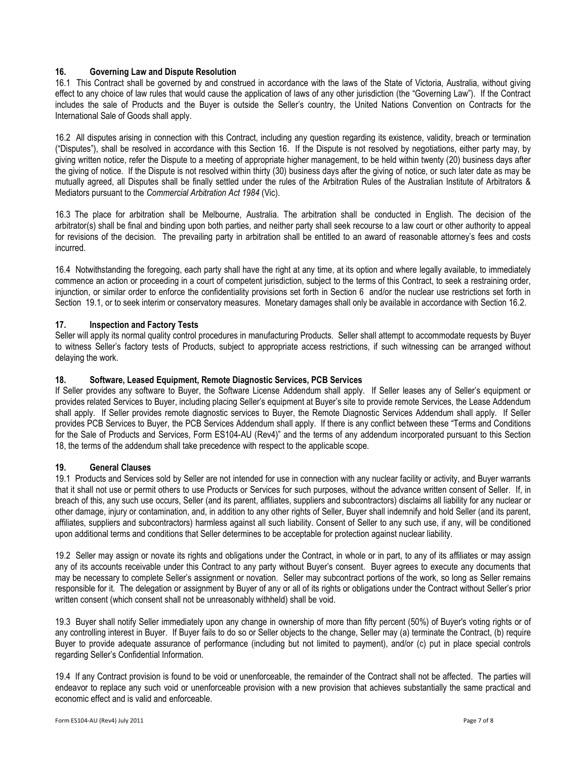## 16. Governing Law and Dispute Resolution

16.1 This Contract shall be governed by and construed in accordance with the laws of the State of Victoria, Australia, without giving effect to any choice of law rules that would cause the application of laws of any other jurisdiction (the "Governing Law"). If the Contract includes the sale of Products and the Buyer is outside the Seller's country, the United Nations Convention on Contracts for the International Sale of Goods shall apply.

16.2 All disputes arising in connection with this Contract, including any question regarding its existence, validity, breach or termination ("Disputes"), shall be resolved in accordance with this Section 16. If the Dispute is not resolved by negotiations, either party may, by giving written notice, refer the Dispute to a meeting of appropriate higher management, to be held within twenty (20) business days after the giving of notice. If the Dispute is not resolved within thirty (30) business days after the giving of notice, or such later date as may be mutually agreed, all Disputes shall be finally settled under the rules of the Arbitration Rules of the Australian Institute of Arbitrators & Mediators pursuant to the *Commercial Arbitration Act 1984* (Vic).

16.3 The place for arbitration shall be Melbourne, Australia. The arbitration shall be conducted in English. The decision of the arbitrator(s) shall be final and binding upon both parties, and neither party shall seek recourse to a law court or other authority to appeal for revisions of the decision. The prevailing party in arbitration shall be entitled to an award of reasonable attorney's fees and costs incurred.

16.4 Notwithstanding the foregoing, each party shall have the right at any time, at its option and where legally available, to immediately commence an action or proceeding in a court of competent jurisdiction, subject to the terms of this Contract, to seek a restraining order, injunction, or similar order to enforce the confidentiality provisions set forth in Section 6 and/or the nuclear use restrictions set forth in Section 19.1, or to seek interim or conservatory measures. Monetary damages shall only be available in accordance with Section 16.2.

## 17. Inspection and Factory Tests

Seller will apply its normal quality control procedures in manufacturing Products. Seller shall attempt to accommodate requests by Buyer to witness Seller's factory tests of Products, subject to appropriate access restrictions, if such witnessing can be arranged without delaying the work.

## 18. Software, Leased Equipment, Remote Diagnostic Services, PCB Services

If Seller provides any software to Buyer, the Software License Addendum shall apply. If Seller leases any of Seller's equipment or provides related Services to Buyer, including placing Seller's equipment at Buyer's site to provide remote Services, the Lease Addendum shall apply. If Seller provides remote diagnostic services to Buyer, the Remote Diagnostic Services Addendum shall apply. If Seller provides PCB Services to Buyer, the PCB Services Addendum shall apply. If there is any conflict between these "Terms and Conditions for the Sale of Products and Services, Form ES104-AU (Rev4)" and the terms of any addendum incorporated pursuant to this Section 18, the terms of the addendum shall take precedence with respect to the applicable scope.

## 19. General Clauses

19.1 Products and Services sold by Seller are not intended for use in connection with any nuclear facility or activity, and Buyer warrants that it shall not use or permit others to use Products or Services for such purposes, without the advance written consent of Seller. If, in breach of this, any such use occurs, Seller (and its parent, affiliates, suppliers and subcontractors) disclaims all liability for any nuclear or other damage, injury or contamination, and, in addition to any other rights of Seller, Buyer shall indemnify and hold Seller (and its parent, affiliates, suppliers and subcontractors) harmless against all such liability. Consent of Seller to any such use, if any, will be conditioned upon additional terms and conditions that Seller determines to be acceptable for protection against nuclear liability.

19.2 Seller may assign or novate its rights and obligations under the Contract, in whole or in part, to any of its affiliates or may assign any of its accounts receivable under this Contract to any party without Buyer's consent. Buyer agrees to execute any documents that may be necessary to complete Seller's assignment or novation. Seller may subcontract portions of the work, so long as Seller remains responsible for it. The delegation or assignment by Buyer of any or all of its rights or obligations under the Contract without Seller's prior written consent (which consent shall not be unreasonably withheld) shall be void.

19.3 Buyer shall notify Seller immediately upon any change in ownership of more than fifty percent (50%) of Buyer's voting rights or of any controlling interest in Buyer. If Buyer fails to do so or Seller objects to the change, Seller may (a) terminate the Contract, (b) require Buyer to provide adequate assurance of performance (including but not limited to payment), and/or (c) put in place special controls regarding Seller's Confidential Information.

19.4 If any Contract provision is found to be void or unenforceable, the remainder of the Contract shall not be affected. The parties will endeavor to replace any such void or unenforceable provision with a new provision that achieves substantially the same practical and economic effect and is valid and enforceable.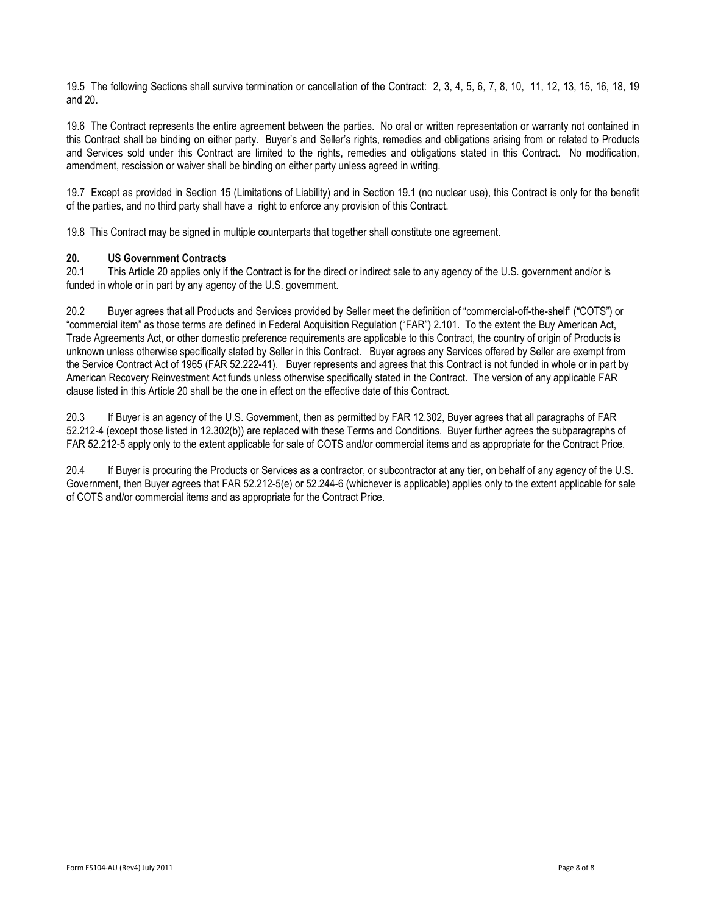19.5 The following Sections shall survive termination or cancellation of the Contract: 2, 3, 4, 5, 6, 7, 8, 10, 11, 12, 13, 15, 16, 18, 19 and 20.

19.6 The Contract represents the entire agreement between the parties. No oral or written representation or warranty not contained in this Contract shall be binding on either party. Buyer's and Seller's rights, remedies and obligations arising from or related to Products and Services sold under this Contract are limited to the rights, remedies and obligations stated in this Contract. No modification, amendment, rescission or waiver shall be binding on either party unless agreed in writing.

19.7 Except as provided in Section 15 (Limitations of Liability) and in Section 19.1 (no nuclear use), this Contract is only for the benefit of the parties, and no third party shall have a right to enforce any provision of this Contract.

19.8 This Contract may be signed in multiple counterparts that together shall constitute one agreement.

**20. US Government Contracts**

20.1 This Article 20 applies only if the Contract is for the direct or indirect sale to any agency of the U.S. government and/or is funded in whole or in part by any agency of the U.S. government.

20.2 Buyer agrees that all Products and Services provided by Seller meet the definition of "commercial-off-the-shelf" ("COTS") or "commercial item" as those terms are defined in Federal Acquisition Regulation ("FAR") 2.101. To the extent the Buy American Act, Trade Agreements Act, or other domestic preference requirements are applicable to this Contract, the country of origin of Products is unknown unless otherwise specifically stated by Seller in this Contract. Buyer agrees any Services offered by Seller are exempt from the Service Contract Act of 1965 (FAR 52.222-41). Buyer represents and agrees that this Contract is not funded in whole or in part by American Recovery Reinvestment Act funds unless otherwise specifically stated in the Contract. The version of any applicable FAR clause listed in this Article 20 shall be the one in effect on the effective date of this Contract.

20.3 If Buyer is an agency of the U.S. Government, then as permitted by FAR 12.302, Buyer agrees that all paragraphs of FAR 52.212-4 (except those listed in 12.302(b)) are replaced with these Terms and Conditions. Buyer further agrees the subparagraphs of FAR 52.212-5 apply only to the extent applicable for sale of COTS and/or commercial items and as appropriate for the Contract Price.

20.4 If Buyer is procuring the Products or Services as a contractor, or subcontractor at any tier, on behalf of any agency of the U.S. Government, then Buyer agrees that FAR 52.212-5(e) or 52.244-6 (whichever is applicable) applies only to the extent applicable for sale of COTS and/or commercial items and as appropriate for the Contract Price.